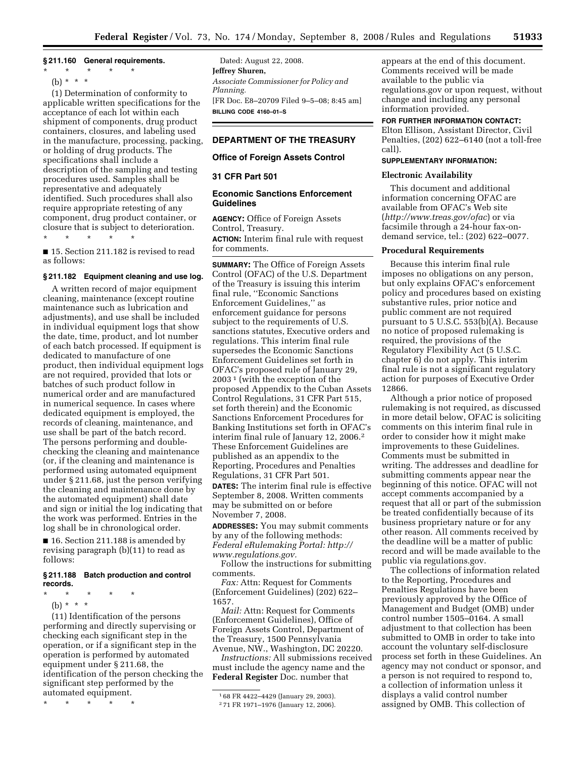### § 211.160 General requirements.

\* \* \* \* \*

(b) \* \* \*

(1) Determination of conformity to applicable written specifications for the acceptance of each lot within each shipment of components, drug product containers, closures, and labeling used in the manufacture, processing, packing, or holding of drug products. The specifications shall include a description of the sampling and testing procedures used. Samples shall be representative and adequately identified. Such procedures shall also require appropriate retesting of any component, drug product container, or closure that is subject to deterioration.

\* \* \* \* \*

■ 15. Section 211.182 is revised to read as follows:

### § 211.182 Equipment cleaning and use log.

A written record of major equipment cleaning, maintenance (except routine maintenance such as lubrication and adjustments), and use shall be included in individual equipment logs that show the date, time, product, and lot number of each batch processed. If equipment is dedicated to manufacture of one product, then individual equipment logs are not required, provided that lots or batches of such product follow in numerical order and are manufactured in numerical sequence. In cases where dedicated equipment is employed, the records of cleaning, maintenance, and use shall be part of the batch record. The persons performing and double-checking the cleaning and maintenance (or, if the cleaning and maintenance is performed using automated equipment under § 211.68, just the person verifying the cleaning and maintenance done by the automated equipment) shall date and sign or initial the log indicating that the work was performed. Entries in the log shall be in chronological order.

■ 16. Section 211.188 is amended by revising paragraph (b)(11) to read as follows:

### § 211.188 Batch production and control records.

\* \* \* \* \*

(b) \* \* \*

(11) Identification of the persons performing and directly supervising or checking each significant step in the operation, or if a significant step in the operation is performed by automated equipment under § 211.68, the identification of the person checking the significant step performed by the automated equipment.

\* \* \* \* \*

Dated: August 22, 2008.

**Jeffrey Shuren,**

*Associate Commissioner for Policy and Planning.*

[FR Doc. E8–20709 Filed 9–5–08; 8:45 am]

**BILLING CODE 4160–01–S**

## DEPARTMENT OF THE TREASURY

## Office of Foreign Assets Control

## 31 CFR Part 501

## Economic Sanctions Enforcement Guidelines

**AGENCY:** Office of Foreign Assets Control, Treasury.

**ACTION:** Interim final rule with request for comments.

**SUMMARY:** The Office of Foreign Assets Control (OFAC) of the U.S. Department of the Treasury is issuing this interim final rule, ''Economic Sanctions Enforcement Guidelines,'' as enforcement guidance for persons subject to the requirements of U.S. sanctions statutes, Executive orders and regulations. This interim final rule supersedes the Economic Sanctions Enforcement Guidelines set forth in OFAC's proposed rule of January 29, 2003[1] (with the exception of the proposed Appendix to the Cuban Assets Control Regulations, 31 CFR Part 515, set forth therein) and the Economic Sanctions Enforcement Procedures for Banking Institutions set forth in OFAC's interim final rule of January 12, 2006.[2] These Enforcement Guidelines are published as an appendix to the Reporting, Procedures and Penalties Regulations, 31 CFR Part 501.

**DATES:** The interim final rule is effective September 8, 2008. Written comments may be submitted on or before November 7, 2008.

**ADDRESSES:** You may submit comments by any of the following methods:

*Federal eRulemaking Portal: http://www.regulations.gov.*

Follow the instructions for submitting comments.

*Fax:* Attn: Request for Comments (Enforcement Guidelines) (202) 622–1657.

*Mail:* Attn: Request for Comments (Enforcement Guidelines), Office of Foreign Assets Control, Department of the Treasury, 1500 Pennsylvania Avenue, NW., Washington, DC 20220.

*Instructions:* All submissions received must include the agency name and the **Federal Register** Doc. number that appears at the end of this document. Comments received will be made available to the public via regulations.gov or upon request, without change and including any personal information provided.

**FOR FURTHER INFORMATION CONTACT:** Elton Ellison, Assistant Director, Civil Penalties, (202) 622–6140 (not a toll-free call).

**SUPPLEMENTARY INFORMATION:**

### Electronic Availability

This document and additional information concerning OFAC are available from OFAC's Web site (*http://www.treas.gov/ofac*) or via facsimile through a 24-hour fax-on-demand service, tel.: (202) 622–0077.

### Procedural Requirements

Because this interim final rule imposes no obligations on any person, but only explains OFAC's enforcement policy and procedures based on existing substantive rules, prior notice and public comment are not required pursuant to 5 U.S.C. 553(b)(A). Because no notice of proposed rulemaking is required, the provisions of the Regulatory Flexibility Act (5 U.S.C. chapter 6) do not apply. This interim final rule is not a significant regulatory action for purposes of Executive Order 12866.

Although a prior notice of proposed rulemaking is not required, as discussed in more detail below, OFAC is soliciting comments on this interim final rule in order to consider how it might make improvements to these Guidelines. Comments must be submitted in writing. The addresses and deadline for submitting comments appear near the beginning of this notice. OFAC will not accept comments accompanied by a request that all or part of the submission be treated confidentially because of its business proprietary nature or for any other reason. All comments received by the deadline will be a matter of public record and will be made available to the public via regulations.gov.

The collections of information related to the Reporting, Procedures and Penalties Regulations have been previously approved by the Office of Management and Budget (OMB) under control number 1505–0164. A small adjustment to that collection has been submitted to OMB in order to take into account the voluntary self-disclosure process set forth in these Guidelines. An agency may not conduct or sponsor, and a person is not required to respond to, a collection of information unless it displays a valid control number assigned by OMB. This collection of

[1] 68 FR 4422–4429 (January 29, 2003).

[2] 71 FR 1971–1976 (January 12, 2006).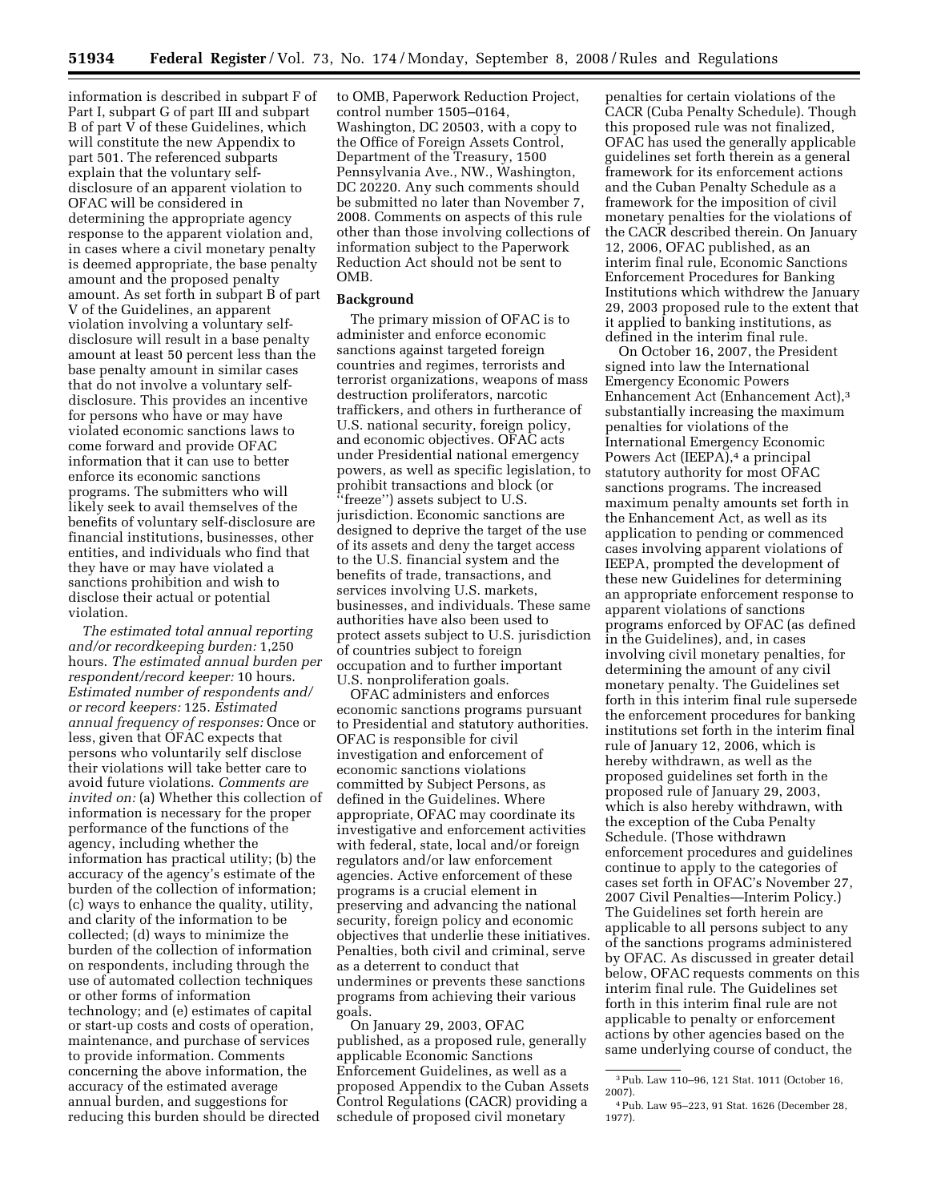information is described in subpart F of Part I, subpart G of part III and subpart B of part V of these Guidelines, which will constitute the new Appendix to part 501. The referenced subparts explain that the voluntary self-disclosure of an apparent violation to OFAC will be considered in determining the appropriate agency response to the apparent violation and, in cases where a civil monetary penalty is deemed appropriate, the base penalty amount and the proposed penalty amount. As set forth in subpart B of part V of the Guidelines, an apparent violation involving a voluntary self-disclosure will result in a base penalty amount at least 50 percent less than the base penalty amount in similar cases that do not involve a voluntary self-disclosure. This provides an incentive for persons who have or may have violated economic sanctions laws to come forward and provide OFAC information that it can use to better enforce its economic sanctions programs. The submitters who will likely seek to avail themselves of the benefits of voluntary self-disclosure are financial institutions, businesses, other entities, and individuals who find that they have or may have violated a sanctions prohibition and wish to disclose their actual or potential violation.

*The estimated total annual reporting and/or recordkeeping burden:* 1,250 hours. *The estimated annual burden per respondent/record keeper:* 10 hours. *Estimated number of respondents and/or record keepers:* 125. *Estimated annual frequency of responses:* Once or less, given that OFAC expects that persons who voluntarily self disclose their violations will take better care to avoid future violations. *Comments are invited on:* (a) Whether this collection of information is necessary for the proper performance of the functions of the agency, including whether the information has practical utility; (b) the accuracy of the agency's estimate of the burden of the collection of information; (c) ways to enhance the quality, utility, and clarity of the information to be collected; (d) ways to minimize the burden of the collection of information on respondents, including through the use of automated collection techniques or other forms of information technology; and (e) estimates of capital or start-up costs and costs of operation, maintenance, and purchase of services to provide information. Comments concerning the above information, the accuracy of the estimated average annual burden, and suggestions for reducing this burden should be directed to OMB, Paperwork Reduction Project, control number 1505–0164, Washington, DC 20503, with a copy to the Office of Foreign Assets Control, Department of the Treasury, 1500 Pennsylvania Ave., NW., Washington, DC 20220. Any such comments should be submitted no later than November 7, 2008. Comments on aspects of this rule other than those involving collections of information subject to the Paperwork Reduction Act should not be sent to OMB.

**Background**

The primary mission of OFAC is to administer and enforce economic sanctions against targeted foreign countries and regimes, terrorists and terrorist organizations, weapons of mass destruction proliferators, narcotic traffickers, and others in furtherance of U.S. national security, foreign policy, and economic objectives. OFAC acts under Presidential national emergency powers, as well as specific legislation, to prohibit transactions and block (or "freeze") assets subject to U.S. jurisdiction. Economic sanctions are designed to deprive the target of the use of its assets and deny the target access to the U.S. financial system and the benefits of trade, transactions, and services involving U.S. markets, businesses, and individuals. These same authorities have also been used to protect assets subject to U.S. jurisdiction of countries subject to foreign occupation and to further important U.S. nonproliferation goals.

OFAC administers and enforces economic sanctions programs pursuant to Presidential and statutory authorities. OFAC is responsible for civil investigation and enforcement of economic sanctions violations committed by Subject Persons, as defined in the Guidelines. Where appropriate, OFAC may coordinate its investigative and enforcement activities with federal, state, local and/or foreign regulators and/or law enforcement agencies. Active enforcement of these programs is a crucial element in preserving and advancing the national security, foreign policy and economic objectives that underlie these initiatives. Penalties, both civil and criminal, serve as a deterrent to conduct that undermines or prevents these sanctions programs from achieving their various goals.

On January 29, 2003, OFAC published, as a proposed rule, generally applicable Economic Sanctions Enforcement Guidelines, as well as a proposed Appendix to the Cuban Assets Control Regulations (CACR) providing a schedule of proposed civil monetary penalties for certain violations of the CACR (Cuba Penalty Schedule). Though this proposed rule was not finalized, OFAC has used the generally applicable guidelines set forth therein as a general framework for its enforcement actions and the Cuban Penalty Schedule as a framework for the imposition of civil monetary penalties for the violations of the CACR described therein. On January 12, 2006, OFAC published, as an interim final rule, Economic Sanctions Enforcement Procedures for Banking Institutions which withdrew the January 29, 2003 proposed rule to the extent that it applied to banking institutions, as defined in the interim final rule.

On October 16, 2007, the President signed into law the International Emergency Economic Powers Enhancement Act (Enhancement Act),[3] substantially increasing the maximum penalties for violations of the International Emergency Economic Powers Act (IEEPA),[4] a principal statutory authority for most OFAC sanctions programs. The increased maximum penalty amounts set forth in the Enhancement Act, as well as its application to pending or commenced cases involving apparent violations of IEEPA, prompted the development of these new Guidelines for determining an appropriate enforcement response to apparent violations of sanctions programs enforced by OFAC (as defined in the Guidelines), and, in cases involving civil monetary penalties, for determining the amount of any civil monetary penalty. The Guidelines set forth in this interim final rule supersede the enforcement procedures for banking institutions set forth in the interim final rule of January 12, 2006, which is hereby withdrawn, as well as the proposed guidelines set forth in the proposed rule of January 29, 2003, which is also hereby withdrawn, with the exception of the Cuba Penalty Schedule. (Those withdrawn enforcement procedures and guidelines continue to apply to the categories of cases set forth in OFAC's November 27, 2007 Civil Penalties—Interim Policy.) The Guidelines set forth herein are applicable to all persons subject to any of the sanctions programs administered by OFAC. As discussed in greater detail below, OFAC requests comments on this interim final rule. The Guidelines set forth in this interim final rule are not applicable to penalty or enforcement actions by other agencies based on the same underlying course of conduct, the

---

[3] Pub. Law 110–96, 121 Stat. 1011 (October 16, 2007).

[4] Pub. Law 95–223, 91 Stat. 1626 (December 28, 1977).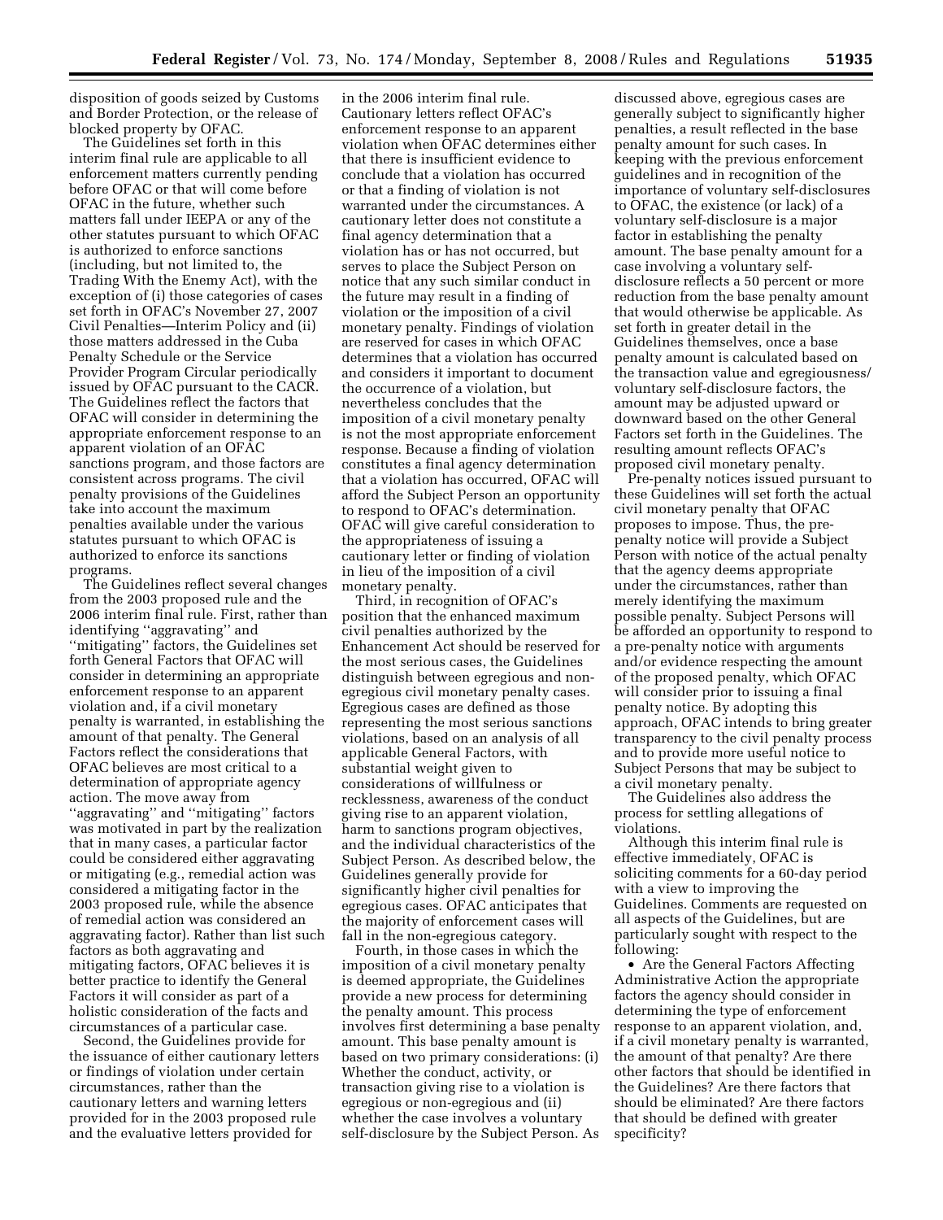disposition of goods seized by Customs and Border Protection, or the release of blocked property by OFAC.

The Guidelines set forth in this interim final rule are applicable to all enforcement matters currently pending before OFAC or that will come before OFAC in the future, whether such matters fall under IEEPA or any of the other statutes pursuant to which OFAC is authorized to enforce sanctions (including, but not limited to, the Trading With the Enemy Act), with the exception of (i) those categories of cases set forth in OFAC's November 27, 2007 Civil Penalties—Interim Policy and (ii) those matters addressed in the Cuba Penalty Schedule or the Service Provider Program Circular periodically issued by OFAC pursuant to the CACR. The Guidelines reflect the factors that OFAC will consider in determining the appropriate enforcement response to an apparent violation of an OFAC sanctions program, and those factors are consistent across programs. The civil penalty provisions of the Guidelines take into account the maximum penalties available under the various statutes pursuant to which OFAC is authorized to enforce its sanctions programs.

The Guidelines reflect several changes from the 2003 proposed rule and the 2006 interim final rule. First, rather than identifying ''aggravating'' and ''mitigating'' factors, the Guidelines set forth General Factors that OFAC will consider in determining an appropriate enforcement response to an apparent violation and, if a civil monetary penalty is warranted, in establishing the amount of that penalty. The General Factors reflect the considerations that OFAC believes are most critical to a determination of appropriate agency action. The move away from ''aggravating'' and ''mitigating'' factors was motivated in part by the realization that in many cases, a particular factor could be considered either aggravating or mitigating (e.g., remedial action was considered a mitigating factor in the 2003 proposed rule, while the absence of remedial action was considered an aggravating factor). Rather than list such factors as both aggravating and mitigating factors, OFAC believes it is better practice to identify the General Factors it will consider as part of a holistic consideration of the facts and circumstances of a particular case.

Second, the Guidelines provide for the issuance of either cautionary letters or findings of violation under certain circumstances, rather than the cautionary letters and warning letters provided for in the 2003 proposed rule and the evaluative letters provided for in the 2006 interim final rule. Cautionary letters reflect OFAC's enforcement response to an apparent violation when OFAC determines either that there is insufficient evidence to conclude that a violation has occurred or that a finding of violation is not warranted under the circumstances. A cautionary letter does not constitute a final agency determination that a violation has or has not occurred, but serves to place the Subject Person on notice that any such similar conduct in the future may result in a finding of violation or the imposition of a civil monetary penalty. Findings of violation are reserved for cases in which OFAC determines that a violation has occurred and considers it important to document the occurrence of a violation, but nevertheless concludes that the imposition of a civil monetary penalty is not the most appropriate enforcement response. Because a finding of violation constitutes a final agency determination that a violation has occurred, OFAC will afford the Subject Person an opportunity to respond to OFAC's determination. OFAC will give careful consideration to the appropriateness of issuing a cautionary letter or finding of violation in lieu of the imposition of a civil monetary penalty.

Third, in recognition of OFAC's position that the enhanced maximum civil penalties authorized by the Enhancement Act should be reserved for the most serious cases, the Guidelines distinguish between egregious and non-egregious civil monetary penalty cases. Egregious cases are defined as those representing the most serious sanctions violations, based on an analysis of all applicable General Factors, with substantial weight given to considerations of willfulness or recklessness, awareness of the conduct giving rise to an apparent violation, harm to sanctions program objectives, and the individual characteristics of the Subject Person. As described below, the Guidelines generally provide for significantly higher civil penalties for egregious cases. OFAC anticipates that the majority of enforcement cases will fall in the non-egregious category.

Fourth, in those cases in which the imposition of a civil monetary penalty is deemed appropriate, the Guidelines provide a new process for determining the penalty amount. This process involves first determining a base penalty amount. This base penalty amount is based on two primary considerations: (i) Whether the conduct, activity, or transaction giving rise to a violation is egregious or non-egregious and (ii) whether the case involves a voluntary self-disclosure by the Subject Person. As discussed above, egregious cases are generally subject to significantly higher penalties, a result reflected in the base penalty amount for such cases. In keeping with the previous enforcement guidelines and in recognition of the importance of voluntary self-disclosures to OFAC, the existence (or lack) of a voluntary self-disclosure is a major factor in establishing the penalty amount. The base penalty amount for a case involving a voluntary self-disclosure reflects a 50 percent or more reduction from the base penalty amount that would otherwise be applicable. As set forth in greater detail in the Guidelines themselves, once a base penalty amount is calculated based on the transaction value and egregiousness/voluntary self-disclosure factors, the amount may be adjusted upward or downward based on the other General Factors set forth in the Guidelines. The resulting amount reflects OFAC's proposed civil monetary penalty.

Pre-penalty notices issued pursuant to these Guidelines will set forth the actual civil monetary penalty that OFAC proposes to impose. Thus, the pre-penalty notice will provide a Subject Person with notice of the actual penalty that the agency deems appropriate under the circumstances, rather than merely identifying the maximum possible penalty. Subject Persons will be afforded an opportunity to respond to a pre-penalty notice with arguments and/or evidence respecting the amount of the proposed penalty, which OFAC will consider prior to issuing a final penalty notice. By adopting this approach, OFAC intends to bring greater transparency to the civil penalty process and to provide more useful notice to Subject Persons that may be subject to a civil monetary penalty.

The Guidelines also address the process for settling allegations of violations.

Although this interim final rule is effective immediately, OFAC is soliciting comments for a 60-day period with a view to improving the Guidelines. Comments are requested on all aspects of the Guidelines, but are particularly sought with respect to the following:

- Are the General Factors Affecting Administrative Action the appropriate factors the agency should consider in determining the type of enforcement response to an apparent violation, and, if a civil monetary penalty is warranted, the amount of that penalty? Are there other factors that should be identified in the Guidelines? Are there factors that should be eliminated? Are there factors that should be defined with greater specificity?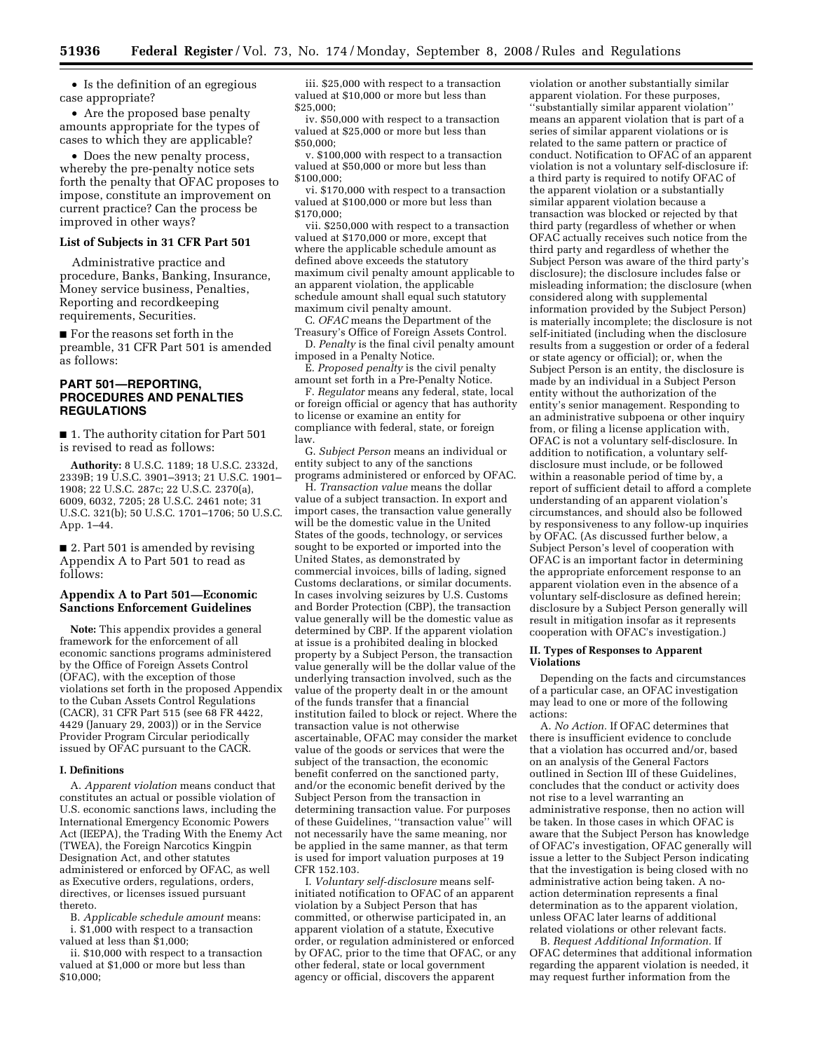• Is the definition of an egregious case appropriate?

• Are the proposed base penalty amounts appropriate for the types of cases to which they are applicable?

• Does the new penalty process, whereby the pre-penalty notice sets forth the penalty that OFAC proposes to impose, constitute an improvement on current practice? Can the process be improved in other ways?

### List of Subjects in 31 CFR Part 501

Administrative practice and procedure, Banks, Banking, Insurance, Money service business, Penalties, Reporting and recordkeeping requirements, Securities.

■ For the reasons set forth in the preamble, 31 CFR Part 501 is amended as follows:

## PART 501—REPORTING, PROCEDURES AND PENALTIES REGULATIONS

■ 1. The authority citation for Part 501 is revised to read as follows:

**Authority:** 8 U.S.C. 1189; 18 U.S.C. 2332d, 2339B; 19 U.S.C. 3901–3913; 21 U.S.C. 1901–1908; 22 U.S.C. 287c; 22 U.S.C. 2370(a), 6009, 6032, 7205; 28 U.S.C. 2461 note; 31 U.S.C. 321(b); 50 U.S.C. 1701–1706; 50 U.S.C. App. 1–44.

■ 2. Part 501 is amended by revising Appendix A to Part 501 to read as follows:

### Appendix A to Part 501—Economic Sanctions Enforcement Guidelines

**Note:** This appendix provides a general framework for the enforcement of all economic sanctions programs administered by the Office of Foreign Assets Control (OFAC), with the exception of those violations set forth in the proposed Appendix to the Cuban Assets Control Regulations (CACR), 31 CFR Part 515 (see 68 FR 4422, 4429 (January 29, 2003)) or in the Service Provider Program Circular periodically issued by OFAC pursuant to the CACR.

#### I. Definitions

A. *Apparent violation* means conduct that constitutes an actual or possible violation of U.S. economic sanctions laws, including the International Emergency Economic Powers Act (IEEPA), the Trading With the Enemy Act (TWEA), the Foreign Narcotics Kingpin Designation Act, and other statutes administered or enforced by OFAC, as well as Executive orders, regulations, orders, directives, or licenses issued pursuant thereto.

B. *Applicable schedule amount* means:

i. $1,000 with respect to a transaction valued at less than $1,000;

ii. $10,000 with respect to a transaction valued at $1,000 or more but less than $10,000;

iii. $25,000 with respect to a transaction valued at $10,000 or more but less than $25,000;

iv. $50,000 with respect to a transaction valued at $25,000 or more but less than $50,000;

v. $100,000 with respect to a transaction valued at $50,000 or more but less than $100,000;

vi. $170,000 with respect to a transaction valued at $100,000 or more but less than $170,000;

vii. $250,000 with respect to a transaction valued at $170,000 or more, except that where the applicable schedule amount as defined above exceeds the statutory maximum civil penalty amount applicable to an apparent violation, the applicable schedule amount shall equal such statutory maximum civil penalty amount.

C. *OFAC* means the Department of the Treasury's Office of Foreign Assets Control.

D. *Penalty* is the final civil penalty amount imposed in a Penalty Notice.

E. *Proposed penalty* is the civil penalty amount set forth in a Pre-Penalty Notice.

F. *Regulator* means any federal, state, local or foreign official or agency that has authority to license or examine an entity for compliance with federal, state, or foreign law.

G. *Subject Person* means an individual or entity subject to any of the sanctions programs administered or enforced by OFAC.

H. *Transaction value* means the dollar value of a subject transaction. In export and import cases, the transaction value generally will be the domestic value in the United States of the goods, technology, or services sought to be exported or imported into the United States, as demonstrated by commercial invoices, bills of lading, signed Customs declarations, or similar documents. In cases involving seizures by U.S. Customs and Border Protection (CBP), the transaction value generally will be the domestic value as determined by CBP. If the apparent violation at issue is a prohibited dealing in blocked property by a Subject Person, the transaction value generally will be the dollar value of the underlying transaction involved, such as the value of the property dealt in or the amount of the funds transfer that a financial institution failed to block or reject. Where the transaction value is not otherwise ascertainable, OFAC may consider the market value of the goods or services that were the subject of the transaction, the economic benefit conferred on the sanctioned party, and/or the economic benefit derived by the Subject Person from the transaction in determining transaction value. For purposes of these Guidelines, "transaction value" will not necessarily have the same meaning, nor be applied in the same manner, as that term is used for import valuation purposes at 19 CFR 152.103.

I. *Voluntary self-disclosure* means self-initiated notification to OFAC of an apparent violation by a Subject Person that has committed, or otherwise participated in, an apparent violation of a statute, Executive order, or regulation administered or enforced by OFAC, prior to the time that OFAC, or any other federal, state or local government agency or official, discovers the apparent violation or another substantially similar apparent violation. For these purposes, "substantially similar apparent violation" means an apparent violation that is part of a series of similar apparent violations or is related to the same pattern or practice of conduct. Notification to OFAC of an apparent violation is not a voluntary self-disclosure if: a third party is required to notify OFAC of the apparent violation or a substantially similar apparent violation because a transaction was blocked or rejected by that third party (regardless of whether or when OFAC actually receives such notice from the third party and regardless of whether the Subject Person was aware of the third party's disclosure); the disclosure includes false or misleading information; the disclosure (when considered along with supplemental information provided by the Subject Person) is materially incomplete; the disclosure is not self-initiated (including when the disclosure results from a suggestion or order of a federal or state agency or official); or, when the Subject Person is an entity, the disclosure is made by an individual in a Subject Person entity without the authorization of the entity's senior management. Responding to an administrative subpoena or other inquiry from, or filing a license application with, OFAC is not a voluntary self-disclosure. In addition to notification, a voluntary self-disclosure must include, or be followed within a reasonable period of time by, a report of sufficient detail to afford a complete understanding of an apparent violation's circumstances, and should also be followed by responsiveness to any follow-up inquiries by OFAC. (As discussed further below, a Subject Person's level of cooperation with OFAC is an important factor in determining the appropriate enforcement response to an apparent violation even in the absence of a voluntary self-disclosure as defined herein; disclosure by a Subject Person generally will result in mitigation insofar as it represents cooperation with OFAC's investigation.)

#### II. Types of Responses to Apparent Violations

Depending on the facts and circumstances of a particular case, an OFAC investigation may lead to one or more of the following actions:

A. *No Action.* If OFAC determines that there is insufficient evidence to conclude that a violation has occurred and/or, based on an analysis of the General Factors outlined in Section III of these Guidelines, concludes that the conduct or activity does not rise to a level warranting an administrative response, then no action will be taken. In those cases in which OFAC is aware that the Subject Person has knowledge of OFAC's investigation, OFAC generally will issue a letter to the Subject Person indicating that the investigation is being closed with no administrative action being taken. A no-action determination represents a final determination as to the apparent violation, unless OFAC later learns of additional related violations or other relevant facts.

B. *Request Additional Information.* If OFAC determines that additional information regarding the apparent violation is needed, it may request further information from the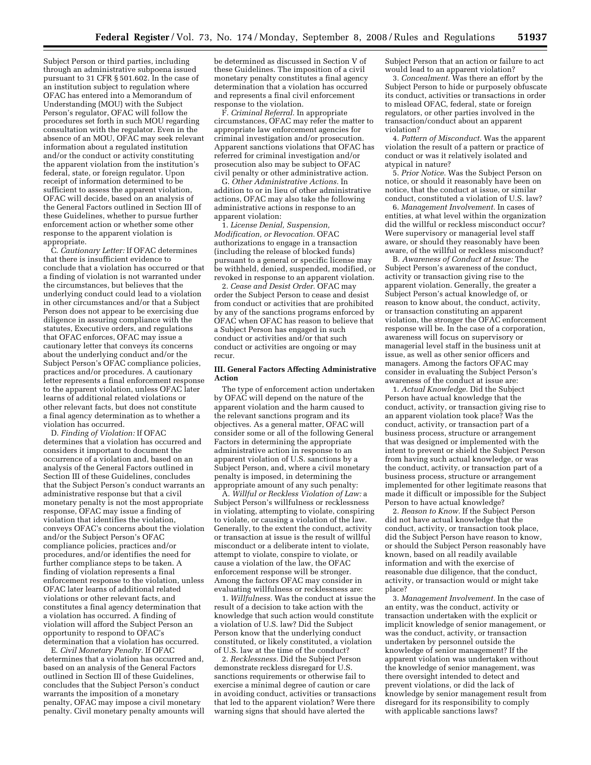Subject Person or third parties, including through an administrative subpoena issued pursuant to 31 CFR § 501.602. In the case of an institution subject to regulation where OFAC has entered into a Memorandum of Understanding (MOU) with the Subject Person's regulator, OFAC will follow the procedures set forth in such MOU regarding consultation with the regulator. Even in the absence of an MOU, OFAC may seek relevant information about a regulated institution and/or the conduct or activity constituting the apparent violation from the institution's federal, state, or foreign regulator. Upon receipt of information determined to be sufficient to assess the apparent violation, OFAC will decide, based on an analysis of the General Factors outlined in Section III of these Guidelines, whether to pursue further enforcement action or whether some other response to the apparent violation is appropriate.

C. *Cautionary Letter:* If OFAC determines that there is insufficient evidence to conclude that a violation has occurred or that a finding of violation is not warranted under the circumstances, but believes that the underlying conduct could lead to a violation in other circumstances and/or that a Subject Person does not appear to be exercising due diligence in assuring compliance with the statutes, Executive orders, and regulations that OFAC enforces, OFAC may issue a cautionary letter that conveys its concerns about the underlying conduct and/or the Subject Person's OFAC compliance policies, practices and/or procedures. A cautionary letter represents a final enforcement response to the apparent violation, unless OFAC later learns of additional related violations or other relevant facts, but does not constitute a final agency determination as to whether a violation has occurred.

D. *Finding of Violation:* If OFAC determines that a violation has occurred and considers it important to document the occurrence of a violation and, based on an analysis of the General Factors outlined in Section III of these Guidelines, concludes that the Subject Person's conduct warrants an administrative response but that a civil monetary penalty is not the most appropriate response, OFAC may issue a finding of violation that identifies the violation, conveys OFAC's concerns about the violation and/or the Subject Person's OFAC compliance policies, practices and/or procedures, and/or identifies the need for further compliance steps to be taken. A finding of violation represents a final enforcement response to the violation, unless OFAC later learns of additional related violations or other relevant facts, and constitutes a final agency determination that a violation has occurred. A finding of violation will afford the Subject Person an opportunity to respond to OFAC's determination that a violation has occurred.

E. *Civil Monetary Penalty.* If OFAC determines that a violation has occurred and, based on an analysis of the General Factors outlined in Section III of these Guidelines, concludes that the Subject Person's conduct warrants the imposition of a monetary penalty, OFAC may impose a civil monetary penalty. Civil monetary penalty amounts will be determined as discussed in Section V of these Guidelines. The imposition of a civil monetary penalty constitutes a final agency determination that a violation has occurred and represents a final civil enforcement response to the violation.

F. *Criminal Referral.* In appropriate circumstances, OFAC may refer the matter to appropriate law enforcement agencies for criminal investigation and/or prosecution. Apparent sanctions violations that OFAC has referred for criminal investigation and/or prosecution also may be subject to OFAC civil penalty or other administrative action.

G. *Other Administrative Actions.* In addition to or in lieu of other administrative actions, OFAC may also take the following administrative actions in response to an apparent violation:

1. *License Denial, Suspension, Modification, or Revocation.* OFAC authorizations to engage in a transaction (including the release of blocked funds) pursuant to a general or specific license may be withheld, denied, suspended, modified, or revoked in response to an apparent violation.

2. *Cease and Desist Order.* OFAC may order the Subject Person to cease and desist from conduct or activities that are prohibited by any of the sanctions programs enforced by OFAC when OFAC has reason to believe that a Subject Person has engaged in such conduct or activities and/or that such conduct or activities are ongoing or may recur.

### III. General Factors Affecting Administrative Action

The type of enforcement action undertaken by OFAC will depend on the nature of the apparent violation and the harm caused to the relevant sanctions program and its objectives. As a general matter, OFAC will consider some or all of the following General Factors in determining the appropriate administrative action in response to an apparent violation of U.S. sanctions by a Subject Person, and, where a civil monetary penalty is imposed, in determining the appropriate amount of any such penalty:

A. *Willful or Reckless Violation of Law:* a Subject Person's willfulness or recklessness in violating, attempting to violate, conspiring to violate, or causing a violation of the law. Generally, to the extent the conduct, activity or transaction at issue is the result of willful misconduct or a deliberate intent to violate, attempt to violate, conspire to violate, or cause a violation of the law, the OFAC enforcement response will be stronger. Among the factors OFAC may consider in evaluating willfulness or recklessness are:

1. *Willfulness.* Was the conduct at issue the result of a decision to take action with the knowledge that such action would constitute a violation of U.S. law? Did the Subject Person know that the underlying conduct constituted, or likely constituted, a violation of U.S. law at the time of the conduct?

2. *Recklessness.* Did the Subject Person demonstrate reckless disregard for U.S. sanctions requirements or otherwise fail to exercise a minimal degree of caution or care in avoiding conduct, activities or transactions that led to the apparent violation? Were there warning signs that should have alerted the Subject Person that an action or failure to act would lead to an apparent violation?

3. *Concealment.* Was there an effort by the Subject Person to hide or purposely obfuscate its conduct, activities or transactions in order to mislead OFAC, federal, state or foreign regulators, or other parties involved in the transaction/conduct about an apparent violation?

4. *Pattern of Misconduct.* Was the apparent violation the result of a pattern or practice of conduct or was it relatively isolated and atypical in nature?

5. *Prior Notice.* Was the Subject Person on notice, or should it reasonably have been on notice, that the conduct at issue, or similar conduct, constituted a violation of U.S. law?

6. *Management Involvement.* In cases of entities, at what level within the organization did the willful or reckless misconduct occur? Were supervisory or managerial level staff aware, or should they reasonably have been aware, of the willful or reckless misconduct?

B. *Awareness of Conduct at Issue:* The Subject Person's awareness of the conduct, activity or transaction giving rise to the apparent violation. Generally, the greater a Subject Person's actual knowledge of, or reason to know about, the conduct, activity, or transaction constituting an apparent violation, the stronger the OFAC enforcement response will be. In the case of a corporation, awareness will focus on supervisory or managerial level staff in the business unit at issue, as well as other senior officers and managers. Among the factors OFAC may consider in evaluating the Subject Person's awareness of the conduct at issue are:

1. *Actual Knowledge.* Did the Subject Person have actual knowledge that the conduct, activity, or transaction giving rise to an apparent violation took place? Was the conduct, activity, or transaction part of a business process, structure or arrangement that was designed or implemented with the intent to prevent or shield the Subject Person from having such actual knowledge, or was the conduct, activity, or transaction part of a business process, structure or arrangement implemented for other legitimate reasons that made it difficult or impossible for the Subject Person to have actual knowledge?

2. *Reason to Know.* If the Subject Person did not have actual knowledge that the conduct, activity, or transaction took place, did the Subject Person have reason to know, or should the Subject Person reasonably have known, based on all readily available information and with the exercise of reasonable due diligence, that the conduct, activity, or transaction would or might take place?

3. *Management Involvement.* In the case of an entity, was the conduct, activity or transaction undertaken with the explicit or implicit knowledge of senior management, or was the conduct, activity, or transaction undertaken by personnel outside the knowledge of senior management? If the apparent violation was undertaken without the knowledge of senior management, was there oversight intended to detect and prevent violations, or did the lack of knowledge by senior management result from disregard for its responsibility to comply with applicable sanctions laws?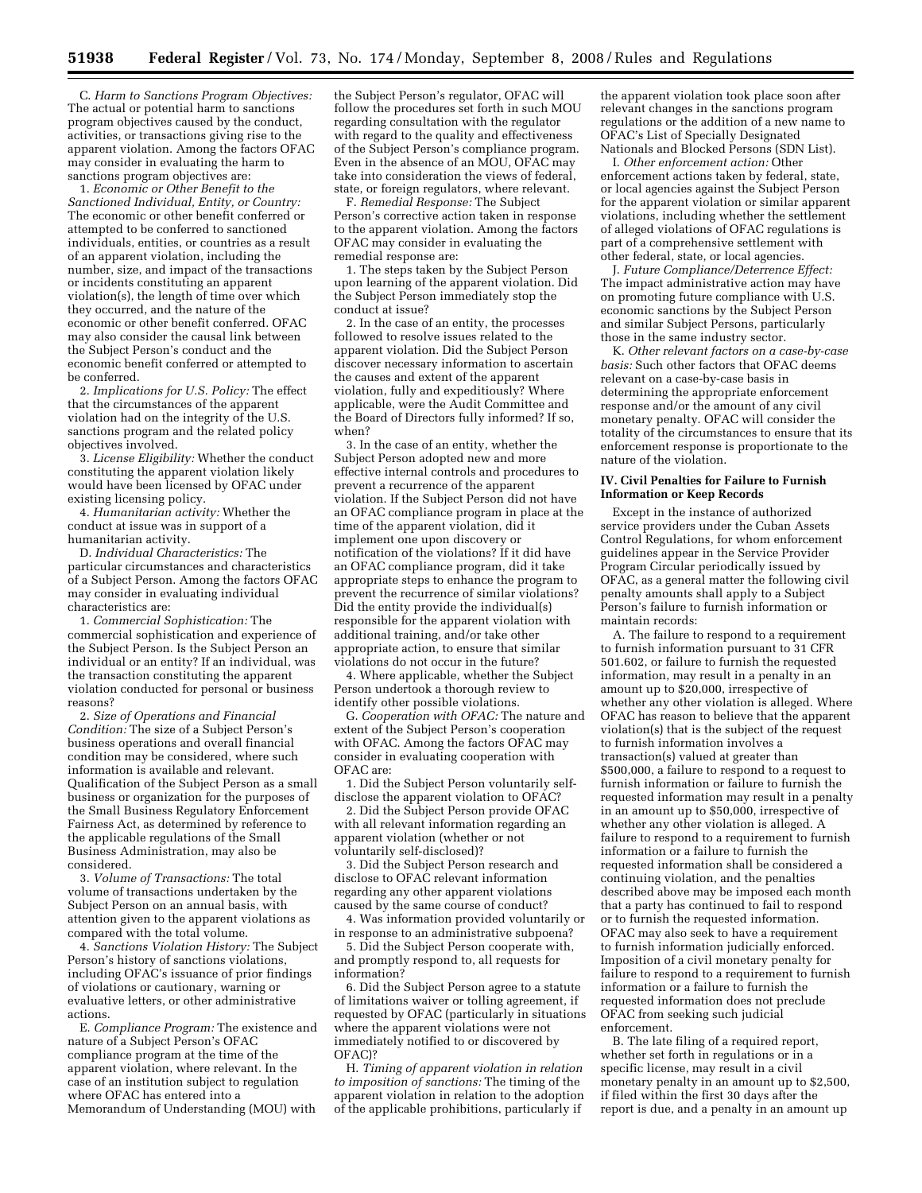C. *Harm to Sanctions Program Objectives:* The actual or potential harm to sanctions program objectives caused by the conduct, activities, or transactions giving rise to the apparent violation. Among the factors OFAC may consider in evaluating the harm to sanctions program objectives are:

1. *Economic or Other Benefit to the Sanctioned Individual, Entity, or Country:* The economic or other benefit conferred or attempted to be conferred to sanctioned individuals, entities, or countries as a result of an apparent violation, including the number, size, and impact of the transactions or incidents constituting an apparent violation(s), the length of time over which they occurred, and the nature of the economic or other benefit conferred. OFAC may also consider the causal link between the Subject Person's conduct and the economic benefit conferred or attempted to be conferred.

2. *Implications for U.S. Policy:* The effect that the circumstances of the apparent violation had on the integrity of the U.S. sanctions program and the related policy objectives involved.

3. *License Eligibility:* Whether the conduct constituting the apparent violation likely would have been licensed by OFAC under existing licensing policy.

4. *Humanitarian activity:* Whether the conduct at issue was in support of a humanitarian activity.

D. *Individual Characteristics:* The particular circumstances and characteristics of a Subject Person. Among the factors OFAC may consider in evaluating individual characteristics are:

1. *Commercial Sophistication:* The commercial sophistication and experience of the Subject Person. Is the Subject Person an individual or an entity? If an individual, was the transaction constituting the apparent violation conducted for personal or business reasons?

2. *Size of Operations and Financial Condition:* The size of a Subject Person's business operations and overall financial condition may be considered, where such information is available and relevant. Qualification of the Subject Person as a small business or organization for the purposes of the Small Business Regulatory Enforcement Fairness Act, as determined by reference to the applicable regulations of the Small Business Administration, may also be considered.

3. *Volume of Transactions:* The total volume of transactions undertaken by the Subject Person on an annual basis, with attention given to the apparent violations as compared with the total volume.

4. *Sanctions Violation History:* The Subject Person's history of sanctions violations, including OFAC's issuance of prior findings of violations or cautionary, warning or evaluative letters, or other administrative actions.

E. *Compliance Program:* The existence and nature of a Subject Person's OFAC compliance program at the time of the apparent violation, where relevant. In the case of an institution subject to regulation where OFAC has entered into a Memorandum of Understanding (MOU) with the Subject Person's regulator, OFAC will follow the procedures set forth in such MOU regarding consultation with the regulator with regard to the quality and effectiveness of the Subject Person's compliance program. Even in the absence of an MOU, OFAC may take into consideration the views of federal, state, or foreign regulators, where relevant.

F. *Remedial Response:* The Subject Person's corrective action taken in response to the apparent violation. Among the factors OFAC may consider in evaluating the remedial response are:

1. The steps taken by the Subject Person upon learning of the apparent violation. Did the Subject Person immediately stop the conduct at issue?

2. In the case of an entity, the processes followed to resolve issues related to the apparent violation. Did the Subject Person discover necessary information to ascertain the causes and extent of the apparent violation, fully and expeditiously? Where applicable, were the Audit Committee and the Board of Directors fully informed? If so, when?

3. In the case of an entity, whether the Subject Person adopted new and more effective internal controls and procedures to prevent a recurrence of the apparent violation. If the Subject Person did not have an OFAC compliance program in place at the time of the apparent violation, did it implement one upon discovery or notification of the violations? If it did have an OFAC compliance program, did it take appropriate steps to enhance the program to prevent the recurrence of similar violations? Did the entity provide the individual(s) responsible for the apparent violation with additional training, and/or take other appropriate action, to ensure that similar violations do not occur in the future?

4. Where applicable, whether the Subject Person undertook a thorough review to identify other possible violations.

G. *Cooperation with OFAC:* The nature and extent of the Subject Person's cooperation with OFAC. Among the factors OFAC may consider in evaluating cooperation with OFAC are:

1. Did the Subject Person voluntarily self-disclose the apparent violation to OFAC?

2. Did the Subject Person provide OFAC with all relevant information regarding an apparent violation (whether or not voluntarily self-disclosed)?

3. Did the Subject Person research and disclose to OFAC relevant information regarding any other apparent violations caused by the same course of conduct?

4. Was information provided voluntarily or in response to an administrative subpoena?

5. Did the Subject Person cooperate with, and promptly respond to, all requests for information?

6. Did the Subject Person agree to a statute of limitations waiver or tolling agreement, if requested by OFAC (particularly in situations where the apparent violations were not immediately notified to or discovered by OFAC)?

H. *Timing of apparent violation in relation to imposition of sanctions:* The timing of the apparent violation in relation to the adoption of the applicable prohibitions, particularly if the apparent violation took place soon after relevant changes in the sanctions program regulations or the addition of a new name to OFAC's List of Specially Designated Nationals and Blocked Persons (SDN List).

I. *Other enforcement action:* Other enforcement actions taken by federal, state, or local agencies against the Subject Person for the apparent violation or similar apparent violations, including whether the settlement of alleged violations of OFAC regulations is part of a comprehensive settlement with other federal, state, or local agencies.

J. *Future Compliance/Deterrence Effect:* The impact administrative action may have on promoting future compliance with U.S. economic sanctions by the Subject Person and similar Subject Persons, particularly those in the same industry sector.

K. *Other relevant factors on a case-by-case basis:* Such other factors that OFAC deems relevant on a case-by-case basis in determining the appropriate enforcement response and/or the amount of any civil monetary penalty. OFAC will consider the totality of the circumstances to ensure that its enforcement response is proportionate to the nature of the violation.

**IV. Civil Penalties for Failure to Furnish Information or Keep Records**

Except in the instance of authorized service providers under the Cuban Assets Control Regulations, for whom enforcement guidelines appear in the Service Provider Program Circular periodically issued by OFAC, as a general matter the following civil penalty amounts shall apply to a Subject Person's failure to furnish information or maintain records:

A. The failure to respond to a requirement to furnish information pursuant to 31 CFR 501.602, or failure to furnish the requested information, may result in a penalty in an amount up to $20,000, irrespective of whether any other violation is alleged. Where OFAC has reason to believe that the apparent violation(s) that is the subject of the request to furnish information involves a transaction(s) valued at greater than $500,000, a failure to respond to a request to furnish information or failure to furnish the requested information may result in a penalty in an amount up to $50,000, irrespective of whether any other violation is alleged. A failure to respond to a requirement to furnish information or a failure to furnish the requested information shall be considered a continuing violation, and the penalties described above may be imposed each month that a party has continued to fail to respond or to furnish the requested information. OFAC may also seek to have a requirement to furnish information judicially enforced. Imposition of a civil monetary penalty for failure to respond to a requirement to furnish information or a failure to furnish the requested information does not preclude OFAC from seeking such judicial enforcement.

B. The late filing of a required report, whether set forth in regulations or in a specific license, may result in a civil monetary penalty in an amount up to $2,500, if filed within the first 30 days after the report is due, and a penalty in an amount up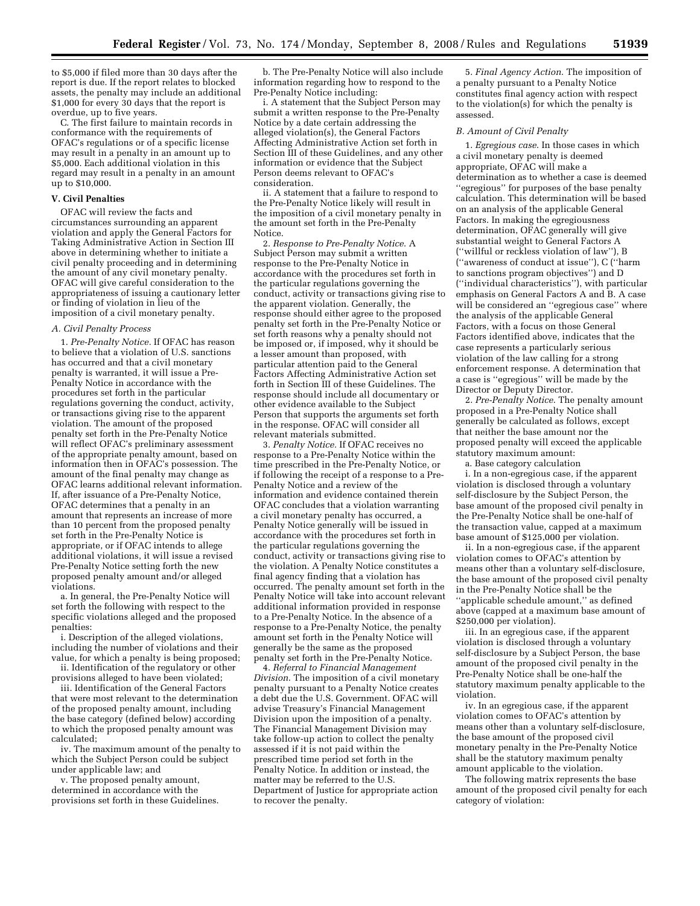to $5,000 if filed more than 30 days after the report is due. If the report relates to blocked assets, the penalty may include an additional $1,000 for every 30 days that the report is overdue, up to five years.

C. The first failure to maintain records in conformance with the requirements of OFAC's regulations or of a specific license may result in a penalty in an amount up to $5,000. Each additional violation in this regard may result in a penalty in an amount up to $10,000.

**V. Civil Penalties**

OFAC will review the facts and circumstances surrounding an apparent violation and apply the General Factors for Taking Administrative Action in Section III above in determining whether to initiate a civil penalty proceeding and in determining the amount of any civil monetary penalty. OFAC will give careful consideration to the appropriateness of issuing a cautionary letter or finding of violation in lieu of the imposition of a civil monetary penalty.

*A. Civil Penalty Process*

1. *Pre-Penalty Notice.* If OFAC has reason to believe that a violation of U.S. sanctions has occurred and that a civil monetary penalty is warranted, it will issue a Pre-Penalty Notice in accordance with the procedures set forth in the particular regulations governing the conduct, activity, or transactions giving rise to the apparent violation. The amount of the proposed penalty set forth in the Pre-Penalty Notice will reflect OFAC's preliminary assessment of the appropriate penalty amount, based on information then in OFAC's possession. The amount of the final penalty may change as OFAC learns additional relevant information. If, after issuance of a Pre-Penalty Notice, OFAC determines that a penalty in an amount that represents an increase of more than 10 percent from the proposed penalty set forth in the Pre-Penalty Notice is appropriate, or if OFAC intends to allege additional violations, it will issue a revised Pre-Penalty Notice setting forth the new proposed penalty amount and/or alleged violations.

a. In general, the Pre-Penalty Notice will set forth the following with respect to the specific violations alleged and the proposed penalties:

i. Description of the alleged violations, including the number of violations and their value, for which a penalty is being proposed;

ii. Identification of the regulatory or other provisions alleged to have been violated;

iii. Identification of the General Factors that were most relevant to the determination of the proposed penalty amount, including the base category (defined below) according to which the proposed penalty amount was calculated;

iv. The maximum amount of the penalty to which the Subject Person could be subject under applicable law; and

v. The proposed penalty amount, determined in accordance with the provisions set forth in these Guidelines.

b. The Pre-Penalty Notice will also include information regarding how to respond to the Pre-Penalty Notice including:

i. A statement that the Subject Person may submit a written response to the Pre-Penalty Notice by a date certain addressing the alleged violation(s), the General Factors Affecting Administrative Action set forth in Section III of these Guidelines, and any other information or evidence that the Subject Person deems relevant to OFAC's consideration.

ii. A statement that a failure to respond to the Pre-Penalty Notice likely will result in the imposition of a civil monetary penalty in the amount set forth in the Pre-Penalty Notice.

2. *Response to Pre-Penalty Notice.* A Subject Person may submit a written response to the Pre-Penalty Notice in accordance with the procedures set forth in the particular regulations governing the conduct, activity or transactions giving rise to the apparent violation. Generally, the response should either agree to the proposed penalty set forth in the Pre-Penalty Notice or set forth reasons why a penalty should not be imposed or, if imposed, why it should be a lesser amount than proposed, with particular attention paid to the General Factors Affecting Administrative Action set forth in Section III of these Guidelines. The response should include all documentary or other evidence available to the Subject Person that supports the arguments set forth in the response. OFAC will consider all relevant materials submitted.

3. *Penalty Notice.* If OFAC receives no response to a Pre-Penalty Notice within the time prescribed in the Pre-Penalty Notice, or if following the receipt of a response to a Pre-Penalty Notice and a review of the information and evidence contained therein OFAC concludes that a violation warranting a civil monetary penalty has occurred, a Penalty Notice generally will be issued in accordance with the procedures set forth in the particular regulations governing the conduct, activity or transactions giving rise to the violation. A Penalty Notice constitutes a final agency finding that a violation has occurred. The penalty amount set forth in the Penalty Notice will take into account relevant additional information provided in response to a Pre-Penalty Notice. In the absence of a response to a Pre-Penalty Notice, the penalty amount set forth in the Penalty Notice will generally be the same as the proposed penalty set forth in the Pre-Penalty Notice.

4. *Referral to Financial Management Division.* The imposition of a civil monetary penalty pursuant to a Penalty Notice creates a debt due the U.S. Government. OFAC will advise Treasury's Financial Management Division upon the imposition of a penalty. The Financial Management Division may take follow-up action to collect the penalty assessed if it is not paid within the prescribed time period set forth in the Penalty Notice. In addition or instead, the matter may be referred to the U.S. Department of Justice for appropriate action to recover the penalty.

5. *Final Agency Action.* The imposition of a penalty pursuant to a Penalty Notice constitutes final agency action with respect to the violation(s) for which the penalty is assessed.

*B. Amount of Civil Penalty*

1. *Egregious case.* In those cases in which a civil monetary penalty is deemed appropriate, OFAC will make a determination as to whether a case is deemed "egregious" for purposes of the base penalty calculation. This determination will be based on an analysis of the applicable General Factors. In making the egregiousness determination, OFAC generally will give substantial weight to General Factors A ("willful or reckless violation of law"), B ("awareness of conduct at issue"), C ("harm to sanctions program objectives") and D ("individual characteristics"), with particular emphasis on General Factors A and B. A case will be considered an "egregious case" where the analysis of the applicable General Factors, with a focus on those General Factors identified above, indicates that the case represents a particularly serious violation of the law calling for a strong enforcement response. A determination that a case is "egregious" will be made by the Director or Deputy Director.

2. *Pre-Penalty Notice.* The penalty amount proposed in a Pre-Penalty Notice shall generally be calculated as follows, except that neither the base amount nor the proposed penalty will exceed the applicable statutory maximum amount:

a. Base category calculation

i. In a non-egregious case, if the apparent violation is disclosed through a voluntary self-disclosure by the Subject Person, the base amount of the proposed civil penalty in the Pre-Penalty Notice shall be one-half of the transaction value, capped at a maximum base amount of $125,000 per violation.

ii. In a non-egregious case, if the apparent violation comes to OFAC's attention by means other than a voluntary self-disclosure, the base amount of the proposed civil penalty in the Pre-Penalty Notice shall be the "applicable schedule amount," as defined above (capped at a maximum base amount of $250,000 per violation).

iii. In an egregious case, if the apparent violation is disclosed through a voluntary self-disclosure by a Subject Person, the base amount of the proposed civil penalty in the Pre-Penalty Notice shall be one-half the statutory maximum penalty applicable to the violation.

iv. In an egregious case, if the apparent violation comes to OFAC's attention by means other than a voluntary self-disclosure, the base amount of the proposed civil monetary penalty in the Pre-Penalty Notice shall be the statutory maximum penalty amount applicable to the violation.

The following matrix represents the base amount of the proposed civil penalty for each category of violation: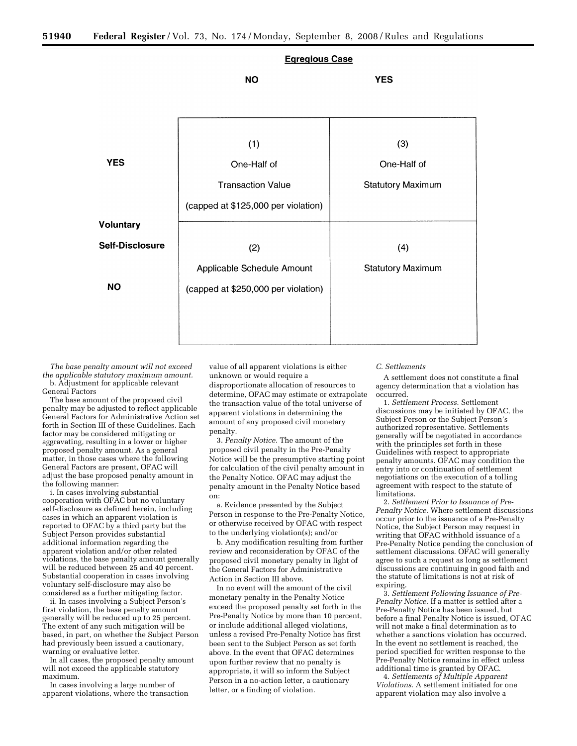| | | Egregious Case | |
|---|---|---|---|
| | | NO | YES |
| Voluntary Self-Disclosure | YES | (1) One-Half of Transaction Value (capped at $125,000 per violation) | (3) One-Half of Statutory Maximum |
| | NO | (2) Applicable Schedule Amount (capped at $250,000 per violation) | (4) Statutory Maximum |

*The base penalty amount will not exceed the applicable statutory maximum amount.*

b. Adjustment for applicable relevant General Factors

The base amount of the proposed civil penalty may be adjusted to reflect applicable General Factors for Administrative Action set forth in Section III of these Guidelines. Each factor may be considered mitigating or aggravating, resulting in a lower or higher proposed penalty amount. As a general matter, in those cases where the following General Factors are present, OFAC will adjust the base proposed penalty amount in the following manner:

i. In cases involving substantial cooperation with OFAC but no voluntary self-disclosure as defined herein, including cases in which an apparent violation is reported to OFAC by a third party but the Subject Person provides substantial additional information regarding the apparent violation and/or other related violations, the base penalty amount generally will be reduced between 25 and 40 percent. Substantial cooperation in cases involving voluntary self-disclosure may also be considered as a further mitigating factor.

ii. In cases involving a Subject Person's first violation, the base penalty amount generally will be reduced up to 25 percent. The extent of any such mitigation will be based, in part, on whether the Subject Person had previously been issued a cautionary, warning or evaluative letter.

In all cases, the proposed penalty amount will not exceed the applicable statutory maximum.

In cases involving a large number of apparent violations, where the transaction value of all apparent violations is either unknown or would require a disproportionate allocation of resources to determine, OFAC may estimate or extrapolate the transaction value of the total universe of apparent violations in determining the amount of any proposed civil monetary penalty.

3. *Penalty Notice.* The amount of the proposed civil penalty in the Pre-Penalty Notice will be the presumptive starting point for calculation of the civil penalty amount in the Penalty Notice. OFAC may adjust the penalty amount in the Penalty Notice based on:

a. Evidence presented by the Subject Person in response to the Pre-Penalty Notice, or otherwise received by OFAC with respect to the underlying violation(s); and/or

b. Any modification resulting from further review and reconsideration by OFAC of the proposed civil monetary penalty in light of the General Factors for Administrative Action in Section III above.

In no event will the amount of the civil monetary penalty in the Penalty Notice exceed the proposed penalty set forth in the Pre-Penalty Notice by more than 10 percent, or include additional alleged violations, unless a revised Pre-Penalty Notice has first been sent to the Subject Person as set forth above. In the event that OFAC determines upon further review that no penalty is appropriate, it will so inform the Subject Person in a no-action letter, a cautionary letter, or a finding of violation.

*C. Settlements*

A settlement does not constitute a final agency determination that a violation has occurred.

1. *Settlement Process.* Settlement discussions may be initiated by OFAC, the Subject Person or the Subject Person's authorized representative. Settlements generally will be negotiated in accordance with the principles set forth in these Guidelines with respect to appropriate penalty amounts. OFAC may condition the entry into or continuation of settlement negotiations on the execution of a tolling agreement with respect to the statute of limitations.

2. *Settlement Prior to Issuance of Pre-Penalty Notice.* Where settlement discussions occur prior to the issuance of a Pre-Penalty Notice, the Subject Person may request in writing that OFAC withhold issuance of a Pre-Penalty Notice pending the conclusion of settlement discussions. OFAC will generally agree to such a request as long as settlement discussions are continuing in good faith and the statute of limitations is not at risk of expiring.

3. *Settlement Following Issuance of Pre-Penalty Notice.* If a matter is settled after a Pre-Penalty Notice has been issued, but before a final Penalty Notice is issued, OFAC will not make a final determination as to whether a sanctions violation has occurred. In the event no settlement is reached, the period specified for written response to the Pre-Penalty Notice remains in effect unless additional time is granted by OFAC.

4. *Settlements of Multiple Apparent Violations.* A settlement initiated for one apparent violation may also involve a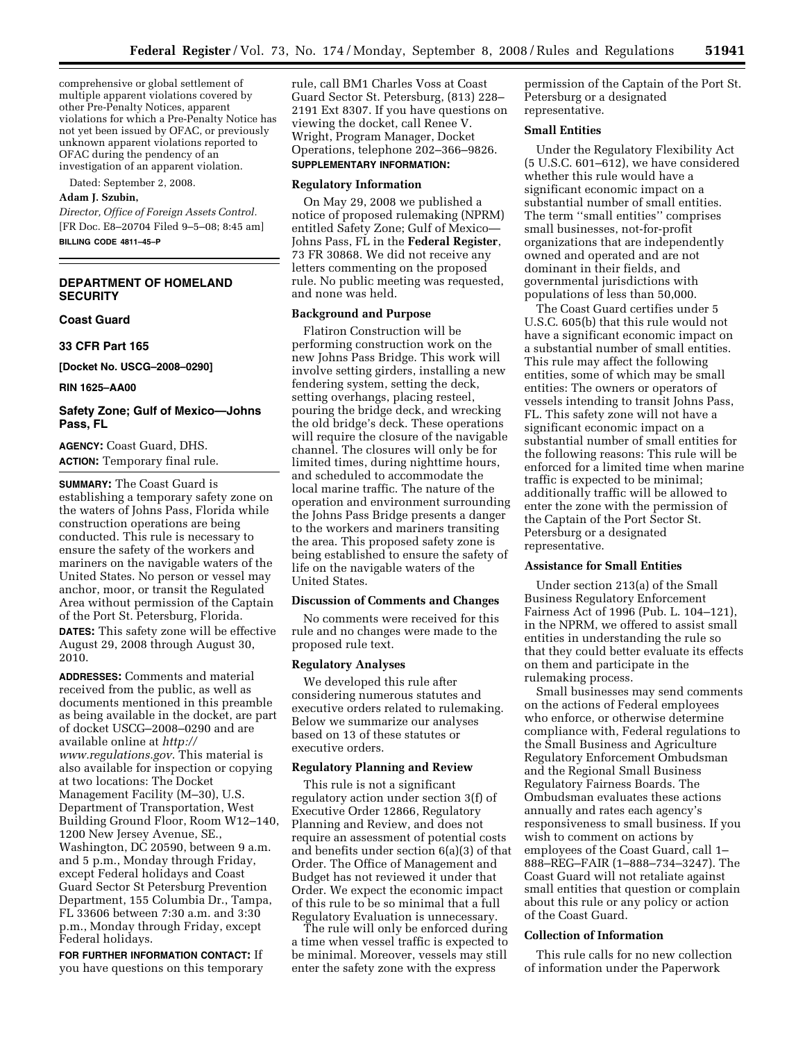comprehensive or global settlement of multiple apparent violations covered by other Pre-Penalty Notices, apparent violations for which a Pre-Penalty Notice has not yet been issued by OFAC, or previously unknown apparent violations reported to OFAC during the pendency of an investigation of an apparent violation.

Dated: September 2, 2008.

**Adam J. Szubin,**

*Director, Office of Foreign Assets Control.*

[FR Doc. E8–20704 Filed 9–5–08; 8:45 am]

**BILLING CODE 4811–45–P**

---

## DEPARTMENT OF HOMELAND SECURITY

### Coast Guard

### 33 CFR Part 165

**[Docket No. USCG–2008–0290]**

**RIN 1625–AA00**

### Safety Zone; Gulf of Mexico—Johns Pass, FL

**AGENCY:** Coast Guard, DHS.

**ACTION:** Temporary final rule.

**SUMMARY:** The Coast Guard is establishing a temporary safety zone on the waters of Johns Pass, Florida while construction operations are being conducted. This rule is necessary to ensure the safety of the workers and mariners on the navigable waters of the United States. No person or vessel may anchor, moor, or transit the Regulated Area without permission of the Captain of the Port St. Petersburg, Florida.

**DATES:** This safety zone will be effective August 29, 2008 through August 30, 2010.

**ADDRESSES:** Comments and material received from the public, as well as documents mentioned in this preamble as being available in the docket, are part of docket USCG–2008–0290 and are available online at *http://www.regulations.gov*. This material is also available for inspection or copying at two locations: The Docket Management Facility (M–30), U.S. Department of Transportation, West Building Ground Floor, Room W12–140, 1200 New Jersey Avenue, SE., Washington, DC 20590, between 9 a.m. and 5 p.m., Monday through Friday, except Federal holidays and Coast Guard Sector St Petersburg Prevention Department, 155 Columbia Dr., Tampa, FL 33606 between 7:30 a.m. and 3:30 p.m., Monday through Friday, except Federal holidays.

**FOR FURTHER INFORMATION CONTACT:** If you have questions on this temporary rule, call BM1 Charles Voss at Coast Guard Sector St. Petersburg, (813) 228–2191 Ext 8307. If you have questions on viewing the docket, call Renee V. Wright, Program Manager, Docket Operations, telephone 202–366–9826.

**SUPPLEMENTARY INFORMATION:**

#### Regulatory Information

On May 29, 2008 we published a notice of proposed rulemaking (NPRM) entitled Safety Zone; Gulf of Mexico—Johns Pass, FL in the **Federal Register**, 73 FR 30868. We did not receive any letters commenting on the proposed rule. No public meeting was requested, and none was held.

#### Background and Purpose

Flatiron Construction will be performing construction work on the new Johns Pass Bridge. This work will involve setting girders, installing a new fendering system, setting the deck, setting overhangs, placing resteel, pouring the bridge deck, and wrecking the old bridge's deck. These operations will require the closure of the navigable channel. The closures will only be for limited times, during nighttime hours, and scheduled to accommodate the local marine traffic. The nature of the operation and environment surrounding the Johns Pass Bridge presents a danger to the workers and mariners transiting the area. This proposed safety zone is being established to ensure the safety of life on the navigable waters of the United States.

#### Discussion of Comments and Changes

No comments were received for this rule and no changes were made to the proposed rule text.

#### Regulatory Analyses

We developed this rule after considering numerous statutes and executive orders related to rulemaking. Below we summarize our analyses based on 13 of these statutes or executive orders.

#### Regulatory Planning and Review

This rule is not a significant regulatory action under section 3(f) of Executive Order 12866, Regulatory Planning and Review, and does not require an assessment of potential costs and benefits under section 6(a)(3) of that Order. The Office of Management and Budget has not reviewed it under that Order. We expect the economic impact of this rule to be so minimal that a full Regulatory Evaluation is unnecessary.

The rule will only be enforced during a time when vessel traffic is expected to be minimal. Moreover, vessels may still enter the safety zone with the express permission of the Captain of the Port St. Petersburg or a designated representative.

#### Small Entities

Under the Regulatory Flexibility Act (5 U.S.C. 601–612), we have considered whether this rule would have a significant economic impact on a substantial number of small entities. The term ''small entities'' comprises small businesses, not-for-profit organizations that are independently owned and operated and are not dominant in their fields, and governmental jurisdictions with populations of less than 50,000.

The Coast Guard certifies under 5 U.S.C. 605(b) that this rule would not have a significant economic impact on a substantial number of small entities. This rule may affect the following entities, some of which may be small entities: The owners or operators of vessels intending to transit Johns Pass, FL. This safety zone will not have a significant economic impact on a substantial number of small entities for the following reasons: This rule will be enforced for a limited time when marine traffic is expected to be minimal; additionally traffic will be allowed to enter the zone with the permission of the Captain of the Port Sector St. Petersburg or a designated representative.

#### Assistance for Small Entities

Under section 213(a) of the Small Business Regulatory Enforcement Fairness Act of 1996 (Pub. L. 104–121), in the NPRM, we offered to assist small entities in understanding the rule so that they could better evaluate its effects on them and participate in the rulemaking process.

Small businesses may send comments on the actions of Federal employees who enforce, or otherwise determine compliance with, Federal regulations to the Small Business and Agriculture Regulatory Enforcement Ombudsman and the Regional Small Business Regulatory Fairness Boards. The Ombudsman evaluates these actions annually and rates each agency's responsiveness to small business. If you wish to comment on actions by employees of the Coast Guard, call 1–888–REG–FAIR (1–888–734–3247). The Coast Guard will not retaliate against small entities that question or complain about this rule or any policy or action of the Coast Guard.

#### Collection of Information

This rule calls for no new collection of information under the Paperwork